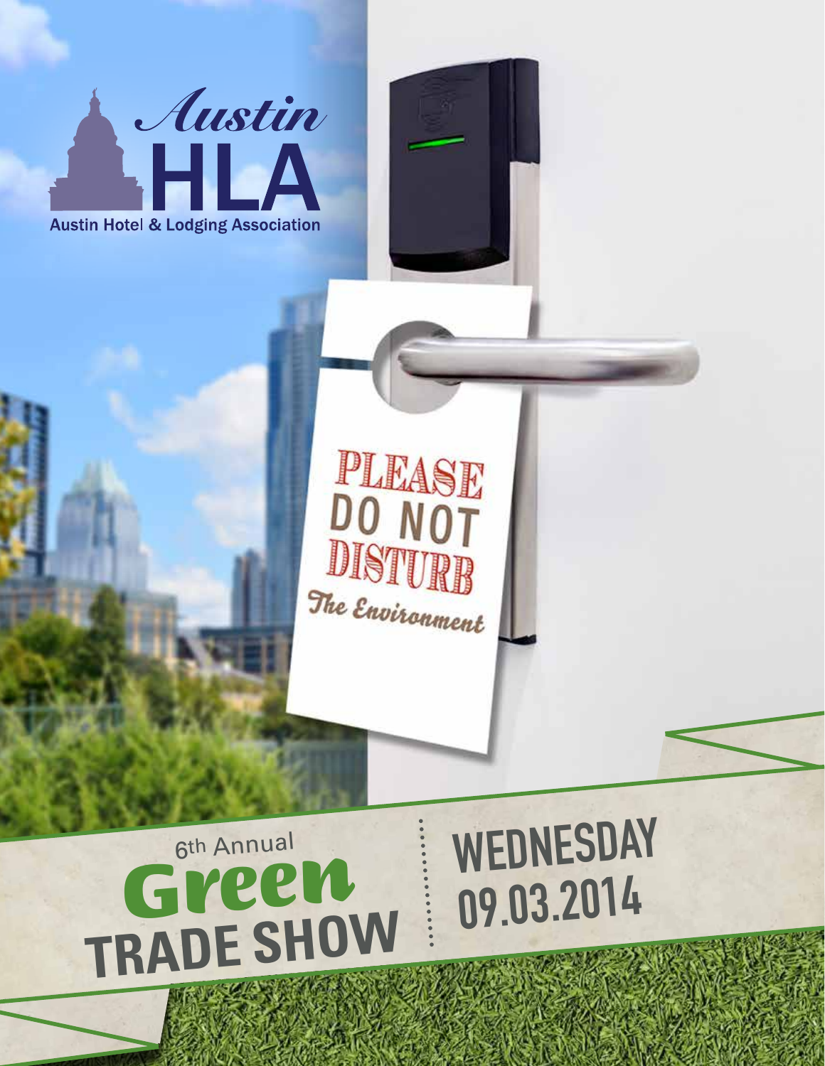# Austin HLA

Austin Hotel & Lodging Association

PLEASE DO NOT DISTURB

*The Environment*

6th Annual

# Green TRADE SHOW

## WEDNESDAY 09.03.2014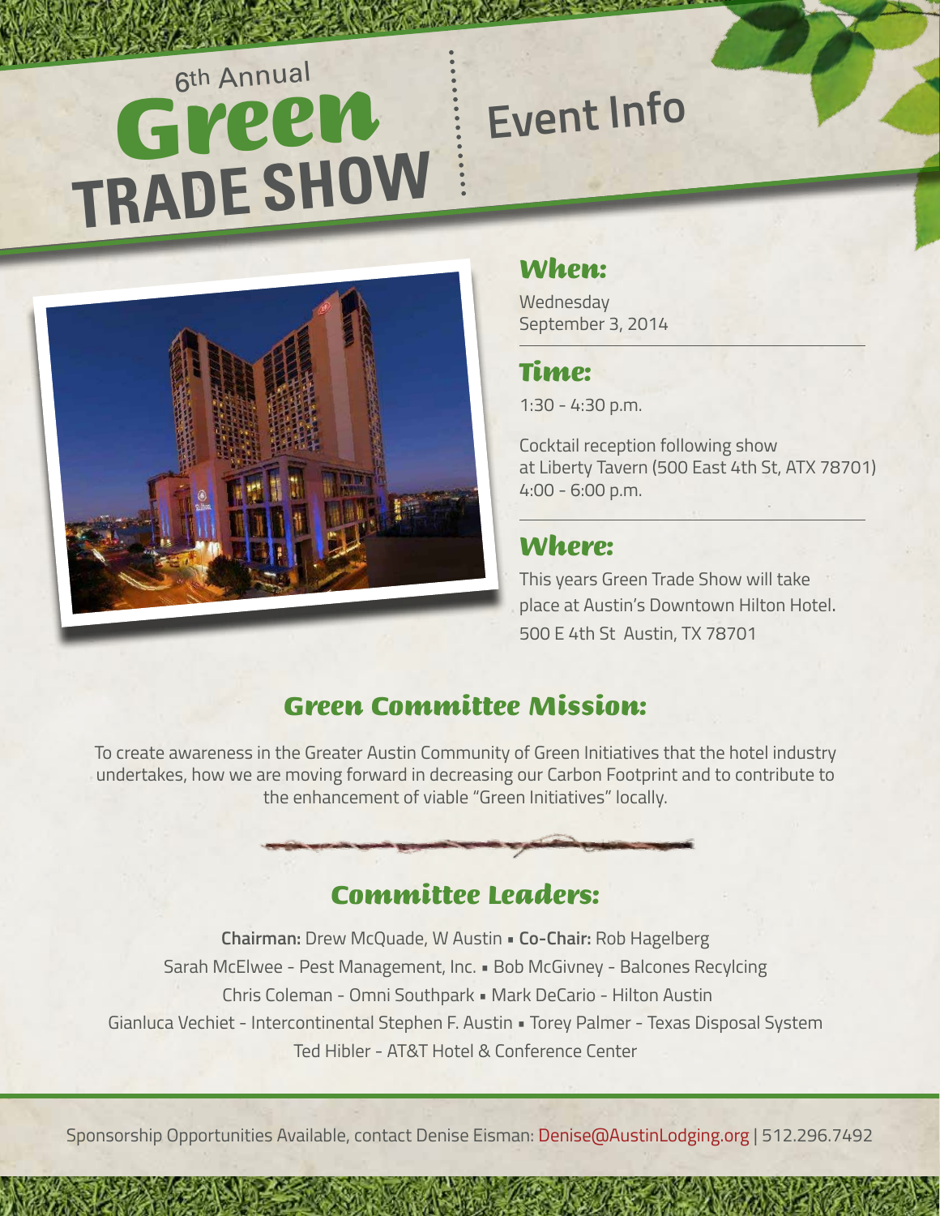# 6th Annual Green TRADE SHOW

# Event Info

## When:

Wednesday
September 3, 2014

## Time:

1:30 - 4:30 p.m.

Cocktail reception following show
at Liberty Tavern (500 East 4th St, ATX 78701)
4:00 - 6:00 p.m.

## Where:

This years Green Trade Show will take place at Austin's Downtown Hilton Hotel.
500 E 4th St Austin, TX 78701

## Green Committee Mission:

To create awareness in the Greater Austin Community of Green Initiatives that the hotel industry undertakes, how we are moving forward in decreasing our Carbon Footprint and to contribute to the enhancement of viable "Green Initiatives" locally.

## Committee Leaders:

**Chairman:** Drew McQuade, W Austin ▪ **Co-Chair:** Rob Hagelberg
Sarah McElwee - Pest Management, Inc. ▪ Bob McGivney - Balcones Recylcing
Chris Coleman - Omni Southpark ▪ Mark DeCario - Hilton Austin
Gianluca Vechiet - Intercontinental Stephen F. Austin ▪ Torey Palmer - Texas Disposal System
Ted Hibler - AT&T Hotel & Conference Center

Sponsorship Opportunities Available, contact Denise Eisman: Denise@AustinLodging.org | 512.296.7492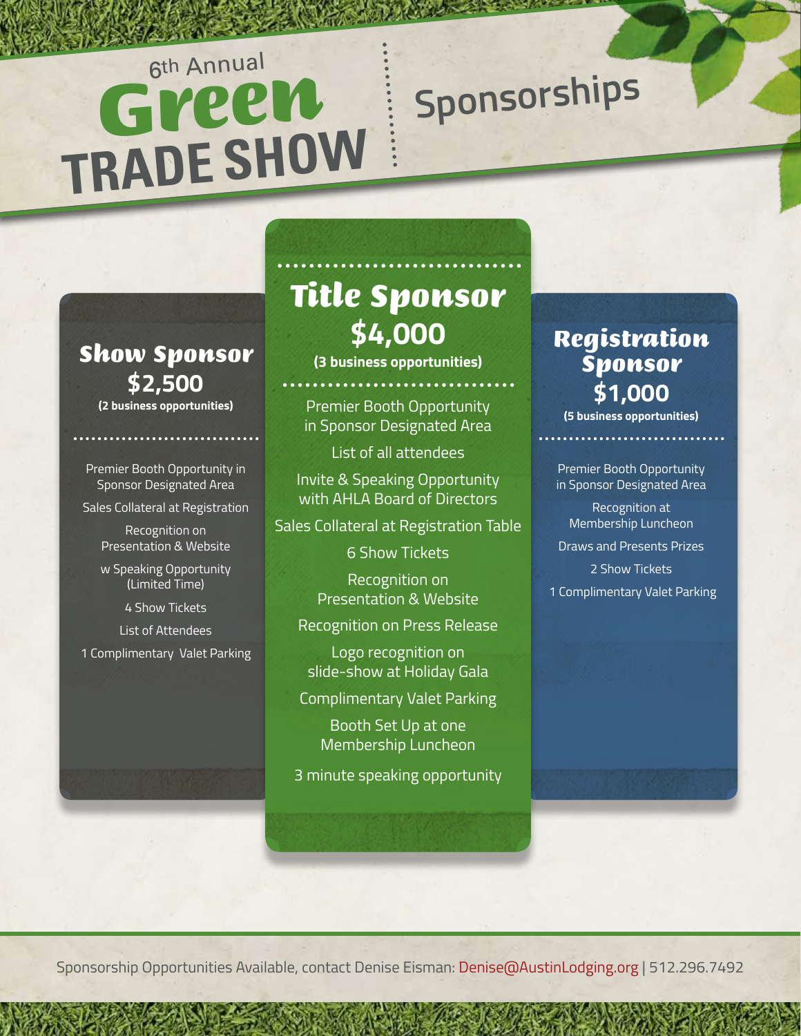# 6th Annual Green TRADE SHOW

## Sponsorships

### Title Sponsor
**$4,000**
**(3 business opportunities)**

- Premier Booth Opportunity in Sponsor Designated Area
- List of all attendees
- Invite & Speaking Opportunity with AHLA Board of Directors
- Sales Collateral at Registration Table
- 6 Show Tickets
- Recognition on Presentation & Website
- Recognition on Press Release
- Logo recognition on slide-show at Holiday Gala
- Complimentary Valet Parking
- Booth Set Up at one Membership Luncheon
- 3 minute speaking opportunity

### Show Sponsor
**$2,500**
**(2 business opportunities)**

- Premier Booth Opportunity in Sponsor Designated Area
- Sales Collateral at Registration
- Recognition on Presentation & Website
- w Speaking Opportunity (Limited Time)
- 4 Show Tickets
- List of Attendees
- 1 Complimentary Valet Parking

### Registration Sponsor
**$1,000**
**(5 business opportunities)**

- Premier Booth Opportunity in Sponsor Designated Area
- Recognition at Membership Luncheon
- Draws and Presents Prizes
- 2 Show Tickets
- 1 Complimentary Valet Parking

Sponsorship Opportunities Available, contact Denise Eisman: Denise@AustinLodging.org | 512.296.7492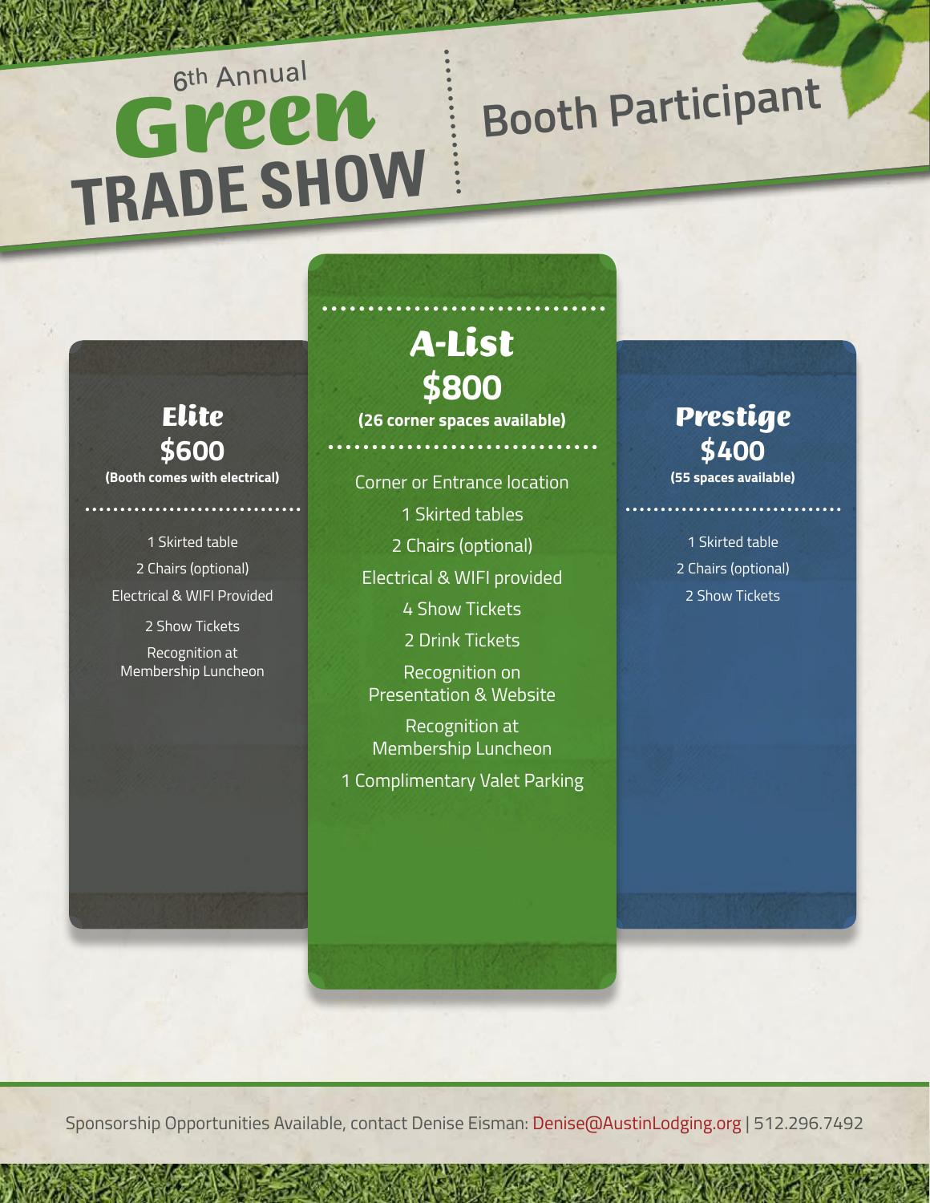# 6th Annual Green TRADE SHOW

## Booth Participant

### Elite
**$600**
**(Booth comes with electrical)**

- 1 Skirted table
- 2 Chairs (optional)
- Electrical & WIFI Provided
- 2 Show Tickets
- Recognition at Membership Luncheon

### A-List
**$800**
**(26 corner spaces available)**

- Corner or Entrance location
- 1 Skirted tables
- 2 Chairs (optional)
- Electrical & WIFI provided
- 4 Show Tickets
- 2 Drink Tickets
- Recognition on Presentation & Website
- Recognition at Membership Luncheon
- 1 Complimentary Valet Parking

### Prestige
**$400**
**(55 spaces available)**

- 1 Skirted table
- 2 Chairs (optional)
- 2 Show Tickets

Sponsorship Opportunities Available, contact Denise Eisman: Denise@AustinLodging.org | 512.296.7492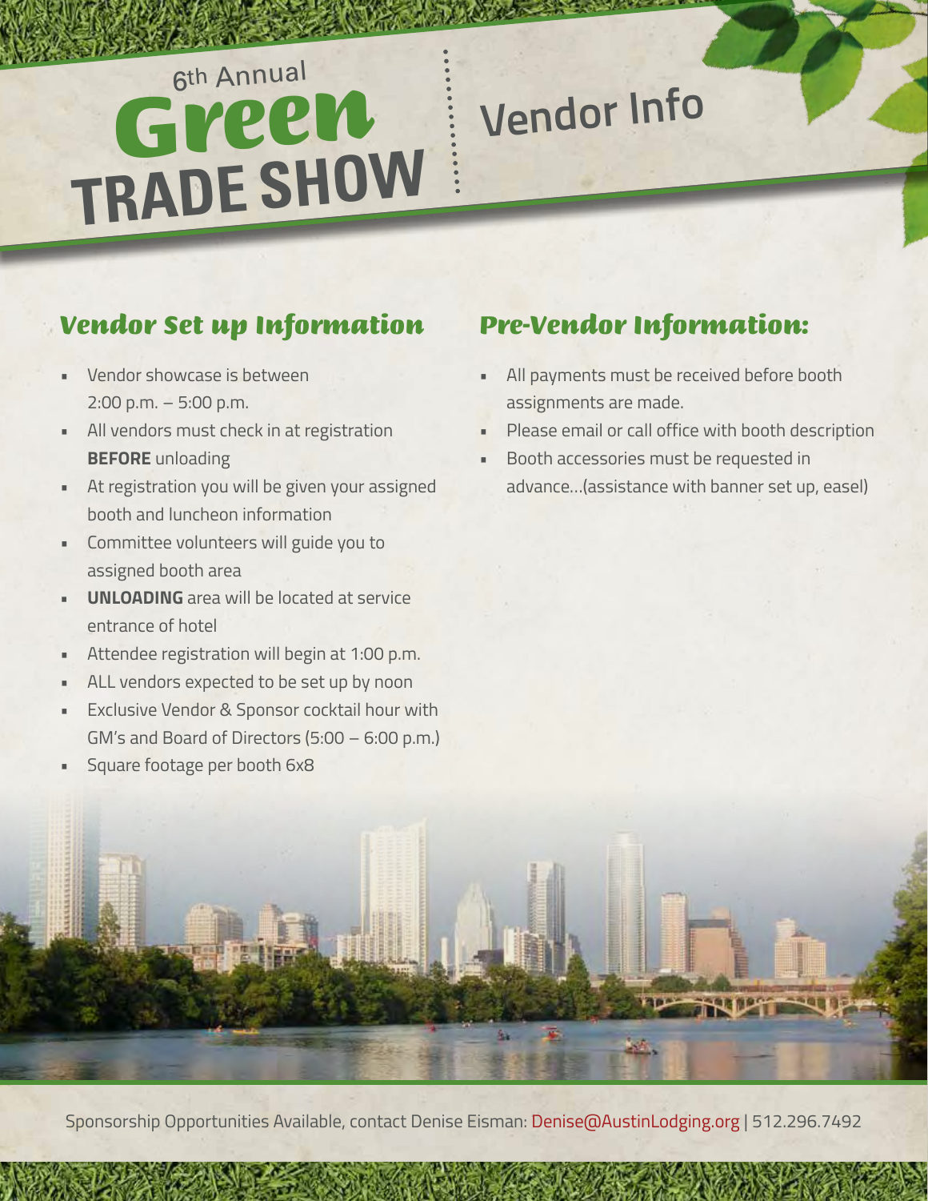# 6th Annual Green TRADE SHOW

# Vendor Info

## Vendor Set up Information

- Vendor showcase is between 2:00 p.m. – 5:00 p.m.
- All vendors must check in at registration **BEFORE** unloading
- At registration you will be given your assigned booth and luncheon information
- Committee volunteers will guide you to assigned booth area
- **UNLOADING** area will be located at service entrance of hotel
- Attendee registration will begin at 1:00 p.m.
- ALL vendors expected to be set up by noon
- Exclusive Vendor & Sponsor cocktail hour with GM's and Board of Directors (5:00 – 6:00 p.m.)
- Square footage per booth 6x8

## Pre-Vendor Information:

- All payments must be received before booth assignments are made.
- Please email or call office with booth description
- Booth accessories must be requested in advance…(assistance with banner set up, easel)

Sponsorship Opportunities Available, contact Denise Eisman: Denise@AustinLodging.org | 512.296.7492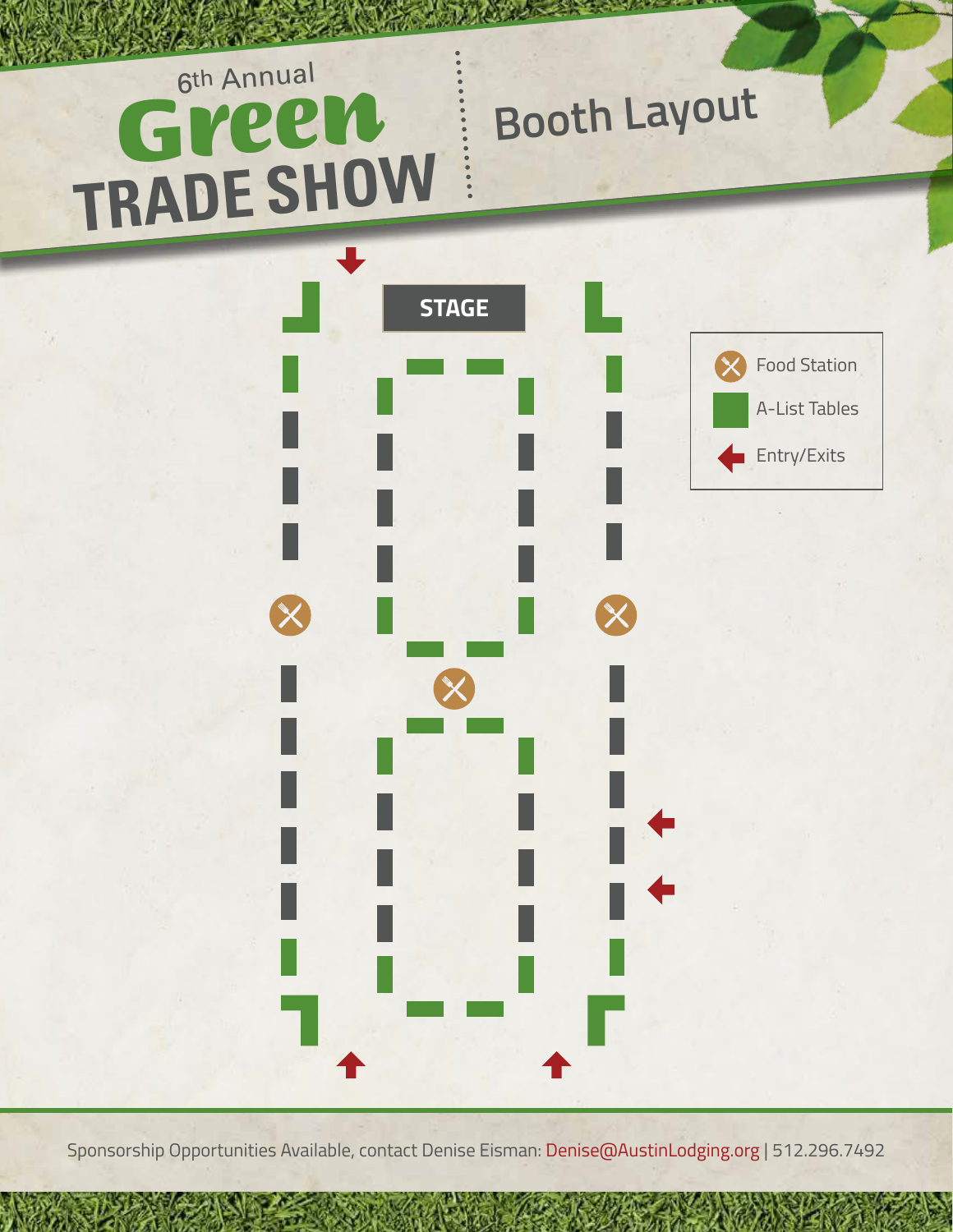# 6th Annual Green TRADE SHOW

## Booth Layout

STAGE

- Food Station
- A-List Tables
- Entry/Exits

Sponsorship Opportunities Available, contact Denise Eisman: Denise@AustinLodging.org | 512.296.7492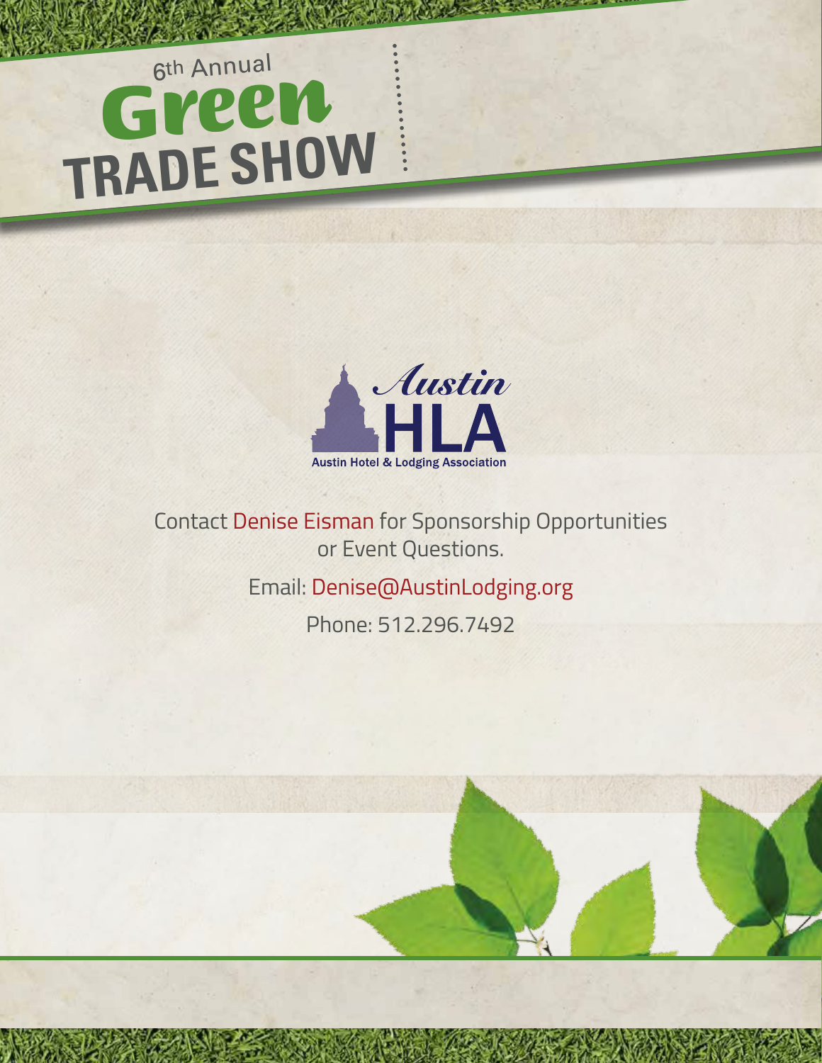6th Annual

# Green TRADE SHOW

Austin HLA

Austin Hotel & Lodging Association

Contact Denise Eisman for Sponsorship Opportunities or Event Questions.

Email: Denise@AustinLodging.org

Phone: 512.296.7492